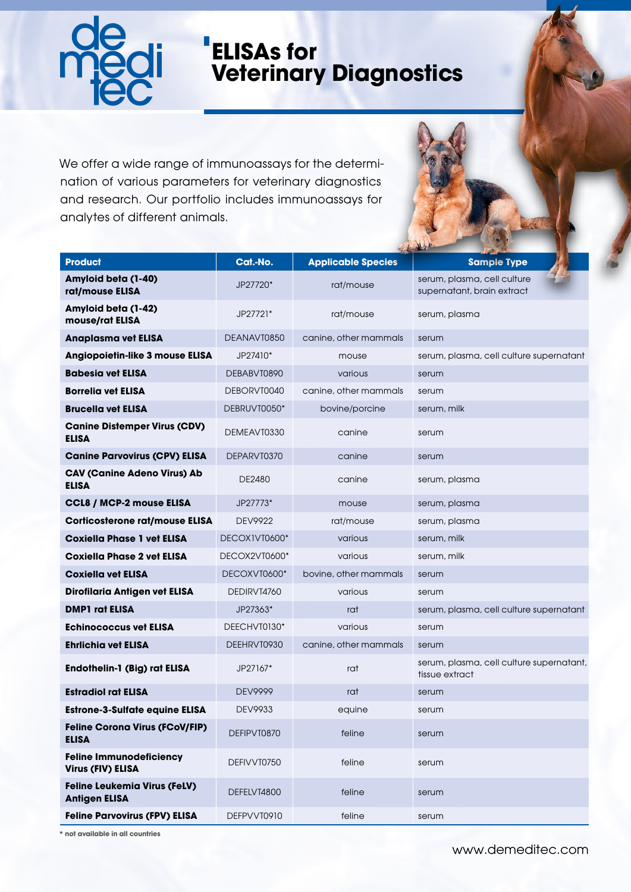# ELISAs for Veterinary Diagnostics

We offer a wide range of immunoassays for the determination of various parameters for veterinary diagnostics and research. Our portfolio includes immunoassays for analytes of different animals.

| Product | Cat.-No. | Applicable Species | Sample Type |
|---|---|---|---|
| **Amyloid beta (1-40) rat/mouse ELISA** | JP27720* | rat/mouse | serum, plasma, cell culture supernatant, brain extract |
| **Amyloid beta (1-42) mouse/rat ELISA** | JP27721* | rat/mouse | serum, plasma |
| **Anaplasma vet ELISA** | DEANAVT0850 | canine, other mammals | serum |
| **Angiopoietin-like 3 mouse ELISA** | JP27410* | mouse | serum, plasma, cell culture supernatant |
| **Babesia vet ELISA** | DEBABVT0890 | various | serum |
| **Borrelia vet ELISA** | DEBORVT0040 | canine, other mammals | serum |
| **Brucella vet ELISA** | DEBRUVT0050* | bovine/porcine | serum, milk |
| **Canine Distemper Virus (CDV) ELISA** | DEMEAVT0330 | canine | serum |
| **Canine Parvovirus (CPV) ELISA** | DEPARVT0370 | canine | serum |
| **CAV (Canine Adeno Virus) Ab ELISA** | DE2480 | canine | serum, plasma |
| **CCL8 / MCP-2 mouse ELISA** | JP27773* | mouse | serum, plasma |
| **Corticosterone rat/mouse ELISA** | DEV9922 | rat/mouse | serum, plasma |
| **Coxiella Phase 1 vet ELISA** | DECOX1VT0600* | various | serum, milk |
| **Coxiella Phase 2 vet ELISA** | DECOX2VT0600* | various | serum, milk |
| **Coxiella vet ELISA** | DECOXVT0600* | bovine, other mammals | serum |
| **Dirofilaria Antigen vet ELISA** | DEDIRVT4760 | various | serum |
| **DMP1 rat ELISA** | JP27363* | rat | serum, plasma, cell culture supernatant |
| **Echinococcus vet ELISA** | DEECHVT0130* | various | serum |
| **Ehrlichia vet ELISA** | DEEHRVT0930 | canine, other mammals | serum |
| **Endothelin-1 (Big) rat ELISA** | JP27167* | rat | serum, plasma, cell culture supernatant, tissue extract |
| **Estradiol rat ELISA** | DEV9999 | rat | serum |
| **Estrone-3-Sulfate equine ELISA** | DEV9933 | equine | serum |
| **Feline Corona Virus (FCoV/FIP) ELISA** | DEFIPVT0870 | feline | serum |
| **Feline Immunodeficiency Virus (FIV) ELISA** | DEFIVVT0750 | feline | serum |
| **Feline Leukemia Virus (FeLV) Antigen ELISA** | DEFELVT4800 | feline | serum |
| **Feline Parvovirus (FPV) ELISA** | DEFPVVT0910 | feline | serum |

**\* not available in all countries**

www.demeditec.com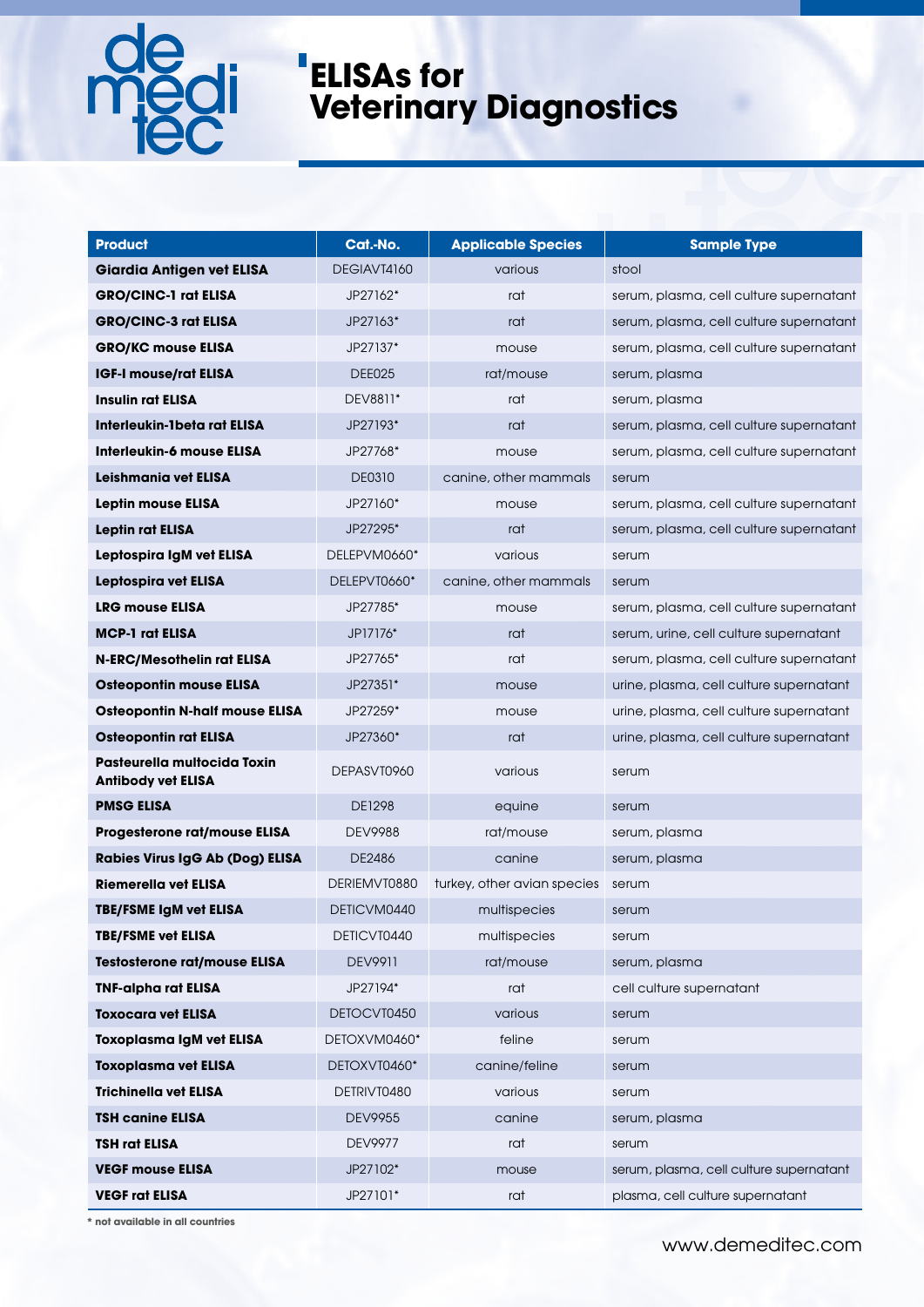# ELISAs for Veterinary Diagnostics

| Product | Cat.-No. | Applicable Species | Sample Type |
|---|---|---|---|
| **Giardia Antigen vet ELISA** | DEGIAVT4160 | various | stool |
| **GRO/CINC-1 rat ELISA** | JP27162* | rat | serum, plasma, cell culture supernatant |
| **GRO/CINC-3 rat ELISA** | JP27163* | rat | serum, plasma, cell culture supernatant |
| **GRO/KC mouse ELISA** | JP27137* | mouse | serum, plasma, cell culture supernatant |
| **IGF-I mouse/rat ELISA** | DEE025 | rat/mouse | serum, plasma |
| **Insulin rat ELISA** | DEV8811* | rat | serum, plasma |
| **Interleukin-1beta rat ELISA** | JP27193* | rat | serum, plasma, cell culture supernatant |
| **Interleukin-6 mouse ELISA** | JP27768* | mouse | serum, plasma, cell culture supernatant |
| **Leishmania vet ELISA** | DE0310 | canine, other mammals | serum |
| **Leptin mouse ELISA** | JP27160* | mouse | serum, plasma, cell culture supernatant |
| **Leptin rat ELISA** | JP27295* | rat | serum, plasma, cell culture supernatant |
| **Leptospira IgM vet ELISA** | DELEPVM0660* | various | serum |
| **Leptospira vet ELISA** | DELEPVT0660* | canine, other mammals | serum |
| **LRG mouse ELISA** | JP27785* | mouse | serum, plasma, cell culture supernatant |
| **MCP-1 rat ELISA** | JP17176* | rat | serum, urine, cell culture supernatant |
| **N-ERC/Mesothelin rat ELISA** | JP27765* | rat | serum, plasma, cell culture supernatant |
| **Osteopontin mouse ELISA** | JP27351* | mouse | urine, plasma, cell culture supernatant |
| **Osteopontin N-half mouse ELISA** | JP27259* | mouse | urine, plasma, cell culture supernatant |
| **Osteopontin rat ELISA** | JP27360* | rat | urine, plasma, cell culture supernatant |
| **Pasteurella multocida Toxin Antibody vet ELISA** | DEPASVT0960 | various | serum |
| **PMSG ELISA** | DE1298 | equine | serum |
| **Progesterone rat/mouse ELISA** | DEV9988 | rat/mouse | serum, plasma |
| **Rabies Virus IgG Ab (Dog) ELISA** | DE2486 | canine | serum, plasma |
| **Riemerella vet ELISA** | DERIEMVT0880 | turkey, other avian species | serum |
| **TBE/FSME IgM vet ELISA** | DETICVM0440 | multispecies | serum |
| **TBE/FSME vet ELISA** | DETICVT0440 | multispecies | serum |
| **Testosterone rat/mouse ELISA** | DEV9911 | rat/mouse | serum, plasma |
| **TNF-alpha rat ELISA** | JP27194* | rat | cell culture supernatant |
| **Toxocara vet ELISA** | DETOCVT0450 | various | serum |
| **Toxoplasma IgM vet ELISA** | DETOXVM0460* | feline | serum |
| **Toxoplasma vet ELISA** | DETOXVT0460* | canine/feline | serum |
| **Trichinella vet ELISA** | DETRIVT0480 | various | serum |
| **TSH canine ELISA** | DEV9955 | canine | serum, plasma |
| **TSH rat ELISA** | DEV9977 | rat | serum |
| **VEGF mouse ELISA** | JP27102* | mouse | serum, plasma, cell culture supernatant |
| **VEGF rat ELISA** | JP27101* | rat | plasma, cell culture supernatant |

**\* not available in all countries**

www.demeditec.com